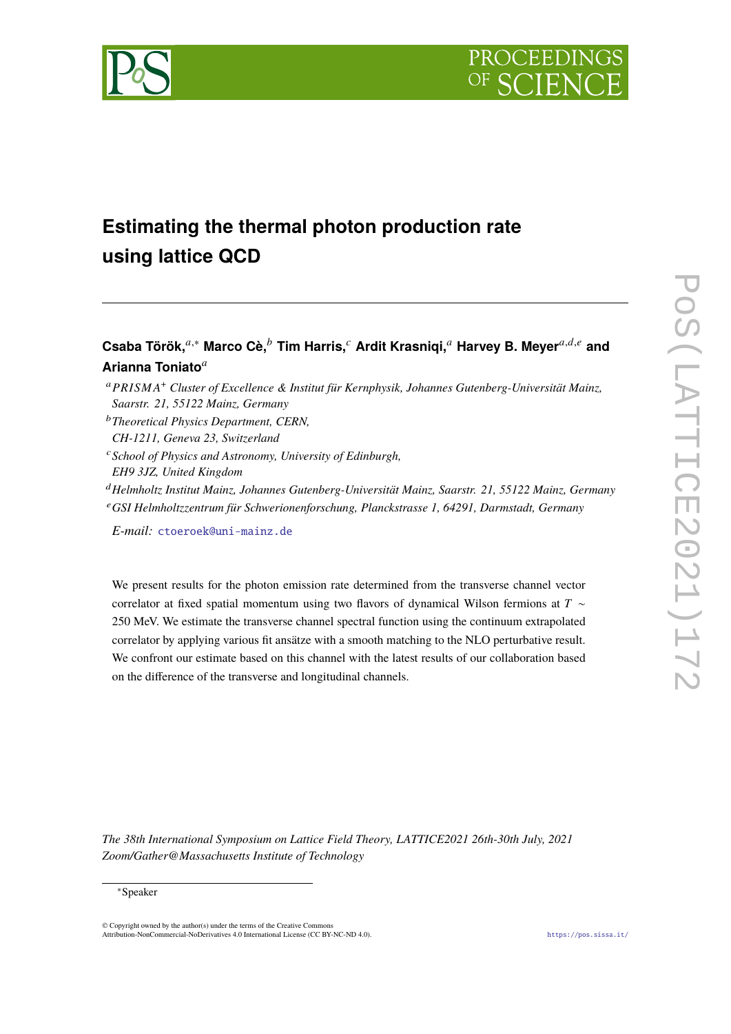# Estimating the thermal photon production rate using lattice QCD

**Csaba Török,**[a,*] **Marco Cè,**[b] **Tim Harris,**[c] **Ardit Krasniqi,**[a] **Harvey B. Meyer**[a,d,e] **and Arianna Toniato**[a]

[a] *PRISMA+ Cluster of Excellence & Institut für Kernphysik, Johannes Gutenberg-Universität Mainz, Saarstr. 21, 55122 Mainz, Germany*

[b] *Theoretical Physics Department, CERN, CH-1211, Geneva 23, Switzerland*

[c] *School of Physics and Astronomy, University of Edinburgh, EH9 3JZ, United Kingdom*

[d] *Helmholtz Institut Mainz, Johannes Gutenberg-Universität Mainz, Saarstr. 21, 55122 Mainz, Germany*

[e] *GSI Helmholtzzentrum für Schwerionenforschung, Planckstrasse 1, 64291, Darmstadt, Germany*

*E-mail:* ctoeroek@uni-mainz.de

We present results for the photon emission rate determined from the transverse channel vector correlator at fixed spatial momentum using two flavors of dynamical Wilson fermions at $T \sim$ 250 MeV. We estimate the transverse channel spectral function using the continuum extrapolated correlator by applying various fit ansätze with a smooth matching to the NLO perturbative result. We confront our estimate based on this channel with the latest results of our collaboration based on the difference of the transverse and longitudinal channels.

*The 38th International Symposium on Lattice Field Theory, LATTICE2021 26th-30th July, 2021 Zoom/Gather@Massachusetts Institute of Technology*

*Speaker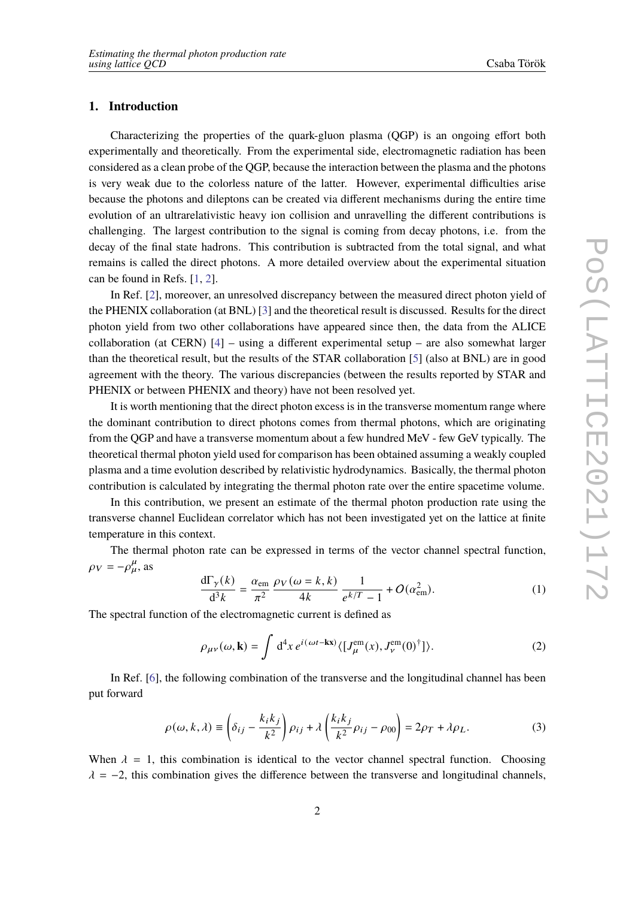## 1. Introduction

Characterizing the properties of the quark-gluon plasma (QGP) is an ongoing effort both experimentally and theoretically. From the experimental side, electromagnetic radiation has been considered as a clean probe of the QGP, because the interaction between the plasma and the photons is very weak due to the colorless nature of the latter. However, experimental difficulties arise because the photons and dileptons can be created via different mechanisms during the entire time evolution of an ultrarelativistic heavy ion collision and unravelling the different contributions is challenging. The largest contribution to the signal is coming from decay photons, i.e. from the decay of the final state hadrons. This contribution is subtracted from the total signal, and what remains is called the direct photons. A more detailed overview about the experimental situation can be found in Refs. [1, 2].

In Ref. [2], moreover, an unresolved discrepancy between the measured direct photon yield of the PHENIX collaboration (at BNL) [3] and the theoretical result is discussed. Results for the direct photon yield from two other collaborations have appeared since then, the data from the ALICE collaboration (at CERN) [4] – using a different experimental setup – are also somewhat larger than the theoretical result, but the results of the STAR collaboration [5] (also at BNL) are in good agreement with the theory. The various discrepancies (between the results reported by STAR and PHENIX or between PHENIX and theory) have not been resolved yet.

It is worth mentioning that the direct photon excess is in the transverse momentum range where the dominant contribution to direct photons comes from thermal photons, which are originating from the QGP and have a transverse momentum about a few hundred MeV - few GeV typically. The theoretical thermal photon yield used for comparison has been obtained assuming a weakly coupled plasma and a time evolution described by relativistic hydrodynamics. Basically, the thermal photon contribution is calculated by integrating the thermal photon rate over the entire spacetime volume.

In this contribution, we present an estimate of the thermal photon production rate using the transverse channel Euclidean correlator which has not been investigated yet on the lattice at finite temperature in this context.

The thermal photon rate can be expressed in terms of the vector channel spectral function, $\rho_V = -\rho^{\mu}_{\mu}$, as

$$\frac{\mathrm{d}\Gamma_\gamma(k)}{\mathrm{d}^3 k} = \frac{\alpha_{\mathrm{em}}}{\pi^2}\,\frac{\rho_V(\omega = k, k)}{4k}\,\frac{1}{e^{k/T}-1} + O(\alpha_{\mathrm{em}}^2). \tag{1}$$

The spectral function of the electromagnetic current is defined as

$$\rho_{\mu\nu}(\omega, \mathbf{k}) = \int \mathrm{d}^4 x\, e^{i(\omega t - \mathbf{k}\mathbf{x})} \langle [J^{\mathrm{em}}_{\mu}(x), J^{\mathrm{em}}_{\nu}(0)^{\dagger}] \rangle. \tag{2}$$

In Ref. [6], the following combination of the transverse and the longitudinal channel has been put forward

$$\rho(\omega, k, \lambda) \equiv \left(\delta_{ij} - \frac{k_i k_j}{k^2}\right)\rho_{ij} + \lambda\left(\frac{k_i k_j}{k^2}\rho_{ij} - \rho_{00}\right) = 2\rho_T + \lambda\rho_L. \tag{3}$$

When $\lambda = 1$, this combination is identical to the vector channel spectral function. Choosing $\lambda = -2$, this combination gives the difference between the transverse and longitudinal channels,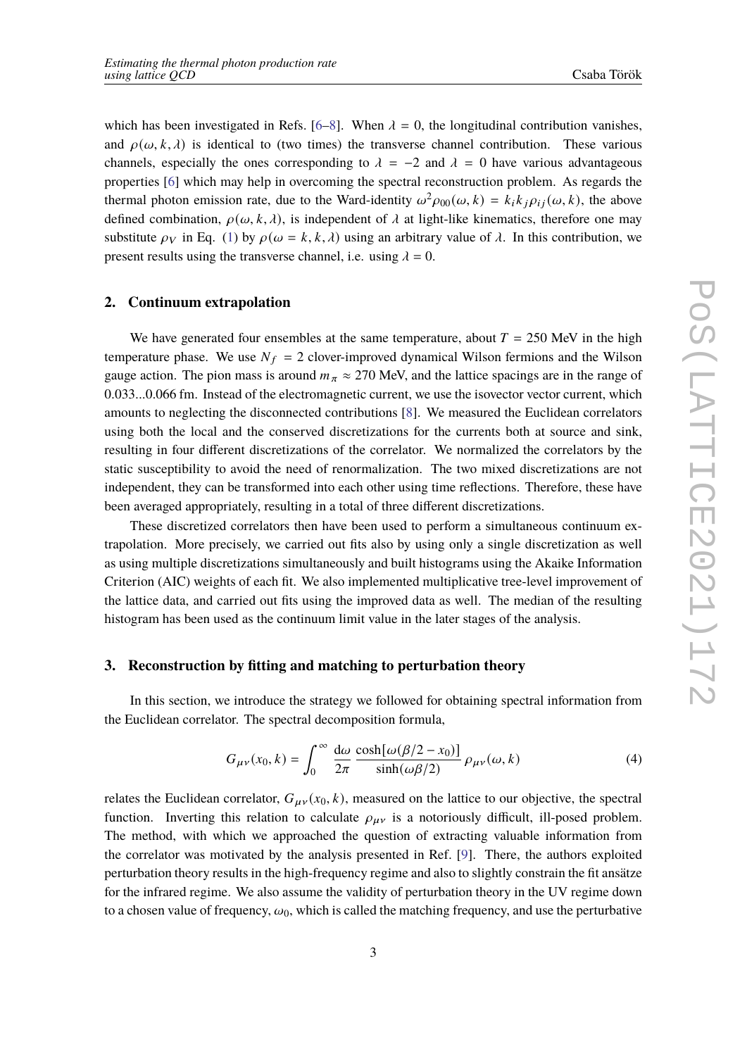which has been investigated in Refs. [6–8]. When $\lambda = 0$, the longitudinal contribution vanishes, and $\rho(\omega, k, \lambda)$ is identical to (two times) the transverse channel contribution. These various channels, especially the ones corresponding to $\lambda = -2$ and $\lambda = 0$ have various advantageous properties [6] which may help in overcoming the spectral reconstruction problem. As regards the thermal photon emission rate, due to the Ward-identity $\omega^2 \rho_{00}(\omega, k) = k_i k_j \rho_{ij}(\omega, k)$, the above defined combination, $\rho(\omega, k, \lambda)$, is independent of $\lambda$ at light-like kinematics, therefore one may substitute $\rho_V$ in Eq. (1) by $\rho(\omega = k, k, \lambda)$ using an arbitrary value of $\lambda$. In this contribution, we present results using the transverse channel, i.e. using $\lambda = 0$.

## 2. Continuum extrapolation

We have generated four ensembles at the same temperature, about $T = 250$ MeV in the high temperature phase. We use $N_f = 2$ clover-improved dynamical Wilson fermions and the Wilson gauge action. The pion mass is around $m_\pi \approx 270$ MeV, and the lattice spacings are in the range of 0.033...0.066 fm. Instead of the electromagnetic current, we use the isovector vector current, which amounts to neglecting the disconnected contributions [8]. We measured the Euclidean correlators using both the local and the conserved discretizations for the currents both at source and sink, resulting in four different discretizations of the correlator. We normalized the correlators by the static susceptibility to avoid the need of renormalization. The two mixed discretizations are not independent, they can be transformed into each other using time reflections. Therefore, these have been averaged appropriately, resulting in a total of three different discretizations.

These discretized correlators then have been used to perform a simultaneous continuum extrapolation. More precisely, we carried out fits also by using only a single discretization as well as using multiple discretizations simultaneously and built histograms using the Akaike Information Criterion (AIC) weights of each fit. We also implemented multiplicative tree-level improvement of the lattice data, and carried out fits using the improved data as well. The median of the resulting histogram has been used as the continuum limit value in the later stages of the analysis.

## 3. Reconstruction by fitting and matching to perturbation theory

In this section, we introduce the strategy we followed for obtaining spectral information from the Euclidean correlator. The spectral decomposition formula,

$$G_{\mu\nu}(x_0, k) = \int_0^\infty \frac{\mathrm{d}\omega}{2\pi} \frac{\cosh[\omega(\beta/2 - x_0)]}{\sinh(\omega\beta/2)} \rho_{\mu\nu}(\omega, k) \tag{4}$$

relates the Euclidean correlator, $G_{\mu\nu}(x_0, k)$, measured on the lattice to our objective, the spectral function. Inverting this relation to calculate $\rho_{\mu\nu}$ is a notoriously difficult, ill-posed problem. The method, with which we approached the question of extracting valuable information from the correlator was motivated by the analysis presented in Ref. [9]. There, the authors exploited perturbation theory results in the high-frequency regime and also to slightly constrain the fit ansätze for the infrared regime. We also assume the validity of perturbation theory in the UV regime down to a chosen value of frequency, $\omega_0$, which is called the matching frequency, and use the perturbative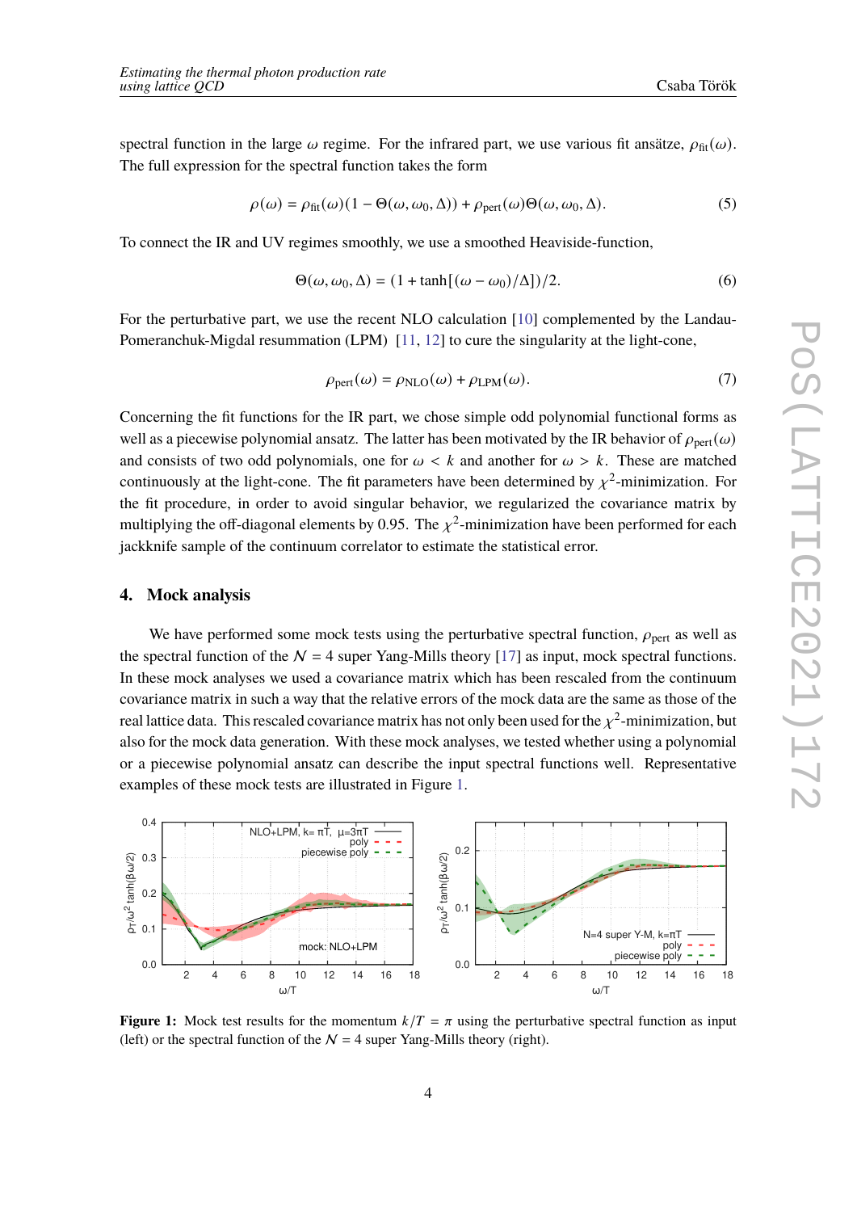spectral function in the large $\omega$ regime. For the infrared part, we use various fit ansätze, $\rho_{\text{fit}}(\omega)$. The full expression for the spectral function takes the form

$$\rho(\omega) = \rho_{\text{fit}}(\omega)(1 - \Theta(\omega, \omega_0, \Delta)) + \rho_{\text{pert}}(\omega)\Theta(\omega, \omega_0, \Delta). \tag{5}$$

To connect the IR and UV regimes smoothly, we use a smoothed Heaviside-function,

$$\Theta(\omega, \omega_0, \Delta) = (1 + \tanh[(\omega - \omega_0)/\Delta])/2. \tag{6}$$

For the perturbative part, we use the recent NLO calculation [10] complemented by the Landau-Pomeranchuk-Migdal resummation (LPM) [11, 12] to cure the singularity at the light-cone,

$$\rho_{\text{pert}}(\omega) = \rho_{\text{NLO}}(\omega) + \rho_{\text{LPM}}(\omega). \tag{7}$$

Concerning the fit functions for the IR part, we chose simple odd polynomial functional forms as well as a piecewise polynomial ansatz. The latter has been motivated by the IR behavior of $\rho_{\text{pert}}(\omega)$ and consists of two odd polynomials, one for $\omega < k$ and another for $\omega > k$. These are matched continuously at the light-cone. The fit parameters have been determined by $\chi^2$-minimization. For the fit procedure, in order to avoid singular behavior, we regularized the covariance matrix by multiplying the off-diagonal elements by 0.95. The $\chi^2$-minimization have been performed for each jackknife sample of the continuum correlator to estimate the statistical error.

## 4. Mock analysis

We have performed some mock tests using the perturbative spectral function, $\rho_{\text{pert}}$ as well as the spectral function of the $\mathcal{N} = 4$ super Yang-Mills theory [17] as input, mock spectral functions. In these mock analyses we used a covariance matrix which has been rescaled from the continuum covariance matrix in such a way that the relative errors of the mock data are the same as those of the real lattice data. This rescaled covariance matrix has not only been used for the $\chi^2$-minimization, but also for the mock data generation. With these mock analyses, we tested whether using a polynomial or a piecewise polynomial ansatz can describe the input spectral functions well. Representative examples of these mock tests are illustrated in Figure 1.

**Figure 1:** Mock test results for the momentum $k/T = \pi$ using the perturbative spectral function as input (left) or the spectral function of the $\mathcal{N} = 4$ super Yang-Mills theory (right).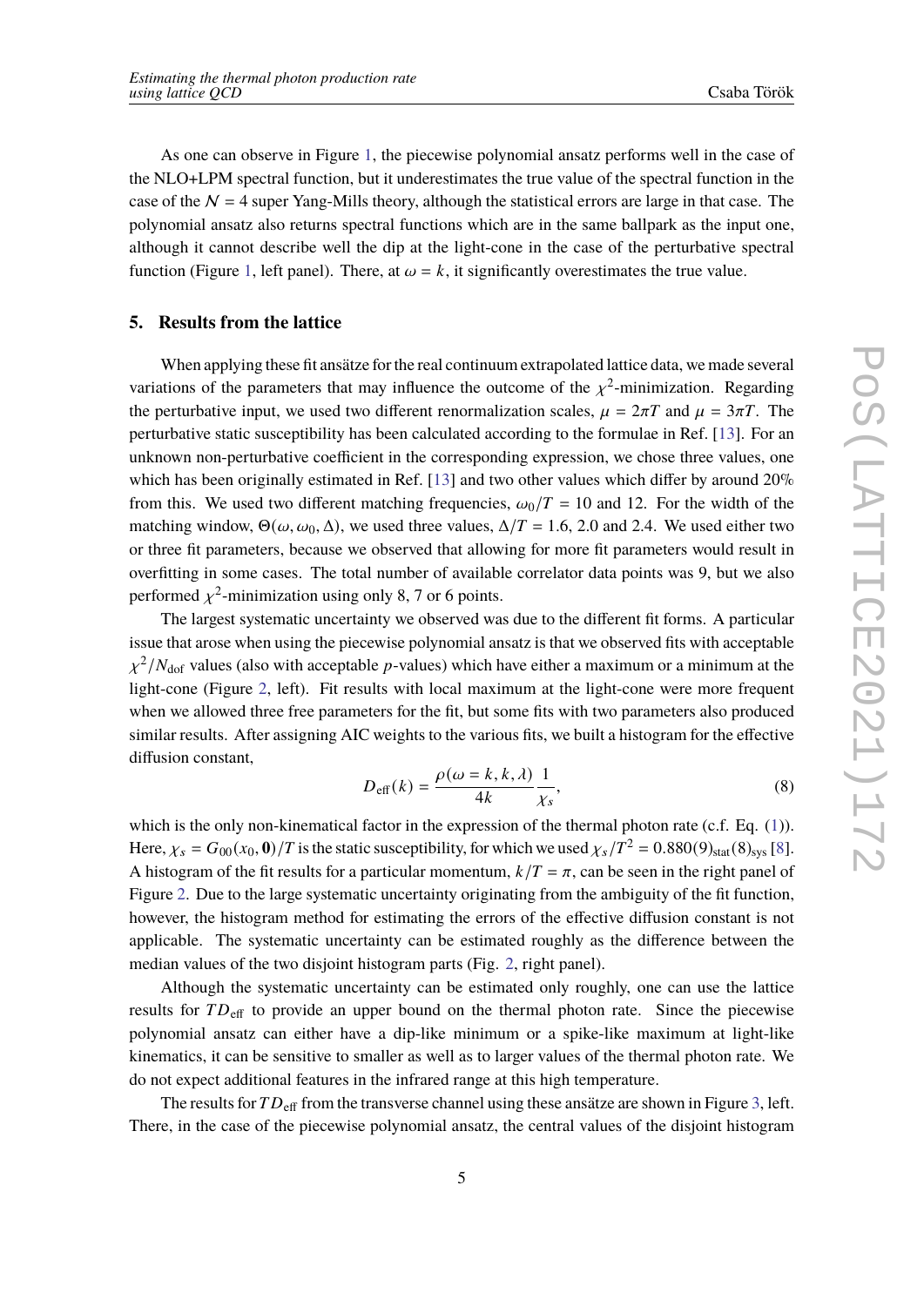As one can observe in Figure 1, the piecewise polynomial ansatz performs well in the case of the NLO+LPM spectral function, but it underestimates the true value of the spectral function in the case of the $\mathcal{N} = 4$ super Yang-Mills theory, although the statistical errors are large in that case. The polynomial ansatz also returns spectral functions which are in the same ballpark as the input one, although it cannot describe well the dip at the light-cone in the case of the perturbative spectral function (Figure 1, left panel). There, at $\omega = k$, it significantly overestimates the true value.

## 5. Results from the lattice

When applying these fit ansätze for the real continuum extrapolated lattice data, we made several variations of the parameters that may influence the outcome of the $\chi^2$-minimization. Regarding the perturbative input, we used two different renormalization scales, $\mu = 2\pi T$ and $\mu = 3\pi T$. The perturbative static susceptibility has been calculated according to the formulae in Ref. [13]. For an unknown non-perturbative coefficient in the corresponding expression, we chose three values, one which has been originally estimated in Ref. [13] and two other values which differ by around 20% from this. We used two different matching frequencies, $\omega_0/T = 10$ and 12. For the width of the matching window, $\Theta(\omega, \omega_0, \Delta)$, we used three values, $\Delta/T = 1.6$, 2.0 and 2.4. We used either two or three fit parameters, because we observed that allowing for more fit parameters would result in overfitting in some cases. The total number of available correlator data points was 9, but we also performed $\chi^2$-minimization using only 8, 7 or 6 points.

The largest systematic uncertainty we observed was due to the different fit forms. A particular issue that arose when using the piecewise polynomial ansatz is that we observed fits with acceptable $\chi^2/N_{\text{dof}}$ values (also with acceptable $p$-values) which have either a maximum or a minimum at the light-cone (Figure 2, left). Fit results with local maximum at the light-cone were more frequent when we allowed three free parameters for the fit, but some fits with two parameters also produced similar results. After assigning AIC weights to the various fits, we built a histogram for the effective diffusion constant,

$$D_{\text{eff}}(k) = \frac{\rho(\omega = k, k, \lambda)}{4k} \frac{1}{\chi_s}, \tag{8}$$

which is the only non-kinematical factor in the expression of the thermal photon rate (c.f. Eq. (1)). Here, $\chi_s = G_{00}(x_0, \mathbf{0})/T$ is the static susceptibility, for which we used $\chi_s/T^2 = 0.880(9)_{\text{stat}}(8)_{\text{sys}}$ [8]. A histogram of the fit results for a particular momentum, $k/T = \pi$, can be seen in the right panel of Figure 2. Due to the large systematic uncertainty originating from the ambiguity of the fit function, however, the histogram method for estimating the errors of the effective diffusion constant is not applicable. The systematic uncertainty can be estimated roughly as the difference between the median values of the two disjoint histogram parts (Fig. 2, right panel).

Although the systematic uncertainty can be estimated only roughly, one can use the lattice results for $TD_{\text{eff}}$ to provide an upper bound on the thermal photon rate. Since the piecewise polynomial ansatz can either have a dip-like minimum or a spike-like maximum at light-like kinematics, it can be sensitive to smaller as well as to larger values of the thermal photon rate. We do not expect additional features in the infrared range at this high temperature.

The results for $TD_{\text{eff}}$ from the transverse channel using these ansätze are shown in Figure 3, left. There, in the case of the piecewise polynomial ansatz, the central values of the disjoint histogram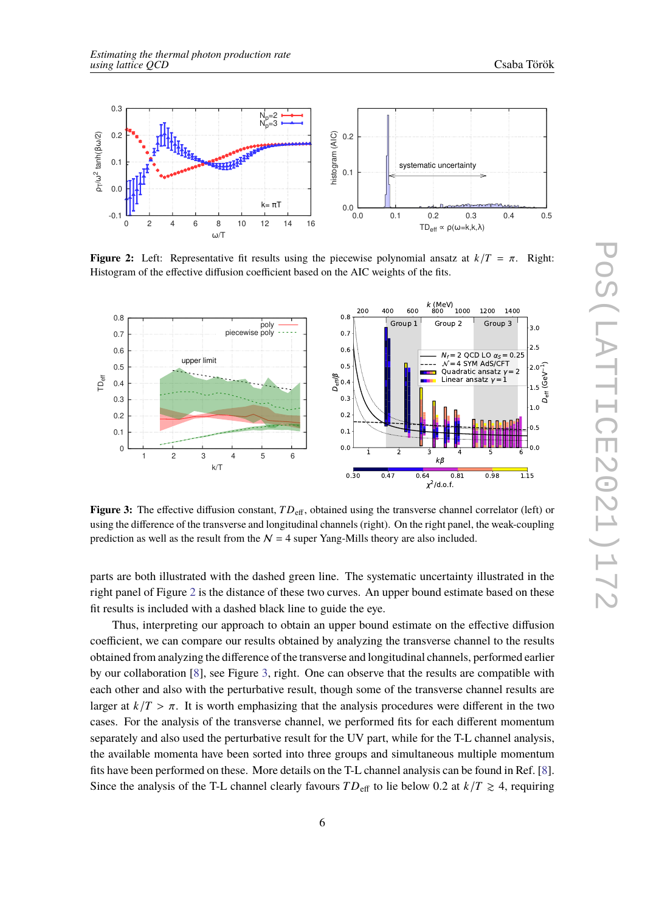**Figure 2:** Left: Representative fit results using the piecewise polynomial ansatz at $k/T = \pi$. Right: Histogram of the effective diffusion coefficient based on the AIC weights of the fits.

**Figure 3:** The effective diffusion constant, $TD_{\text{eff}}$, obtained using the transverse channel correlator (left) or using the difference of the transverse and longitudinal channels (right). On the right panel, the weak-coupling prediction as well as the result from the $\mathcal{N} = 4$ super Yang-Mills theory are also included.

parts are both illustrated with the dashed green line. The systematic uncertainty illustrated in the right panel of Figure 2 is the distance of these two curves. An upper bound estimate based on these fit results is included with a dashed black line to guide the eye.

Thus, interpreting our approach to obtain an upper bound estimate on the effective diffusion coefficient, we can compare our results obtained by analyzing the transverse channel to the results obtained from analyzing the difference of the transverse and longitudinal channels, performed earlier by our collaboration [8], see Figure 3, right. One can observe that the results are compatible with each other and also with the perturbative result, though some of the transverse channel results are larger at $k/T > \pi$. It is worth emphasizing that the analysis procedures were different in the two cases. For the analysis of the transverse channel, we performed fits for each different momentum separately and also used the perturbative result for the UV part, while for the T-L channel analysis, the available momenta have been sorted into three groups and simultaneous multiple momentum fits have been performed on these. More details on the T-L channel analysis can be found in Ref. [8]. Since the analysis of the T-L channel clearly favours $TD_{\text{eff}}$ to lie below 0.2 at $k/T \gtrsim 4$, requiring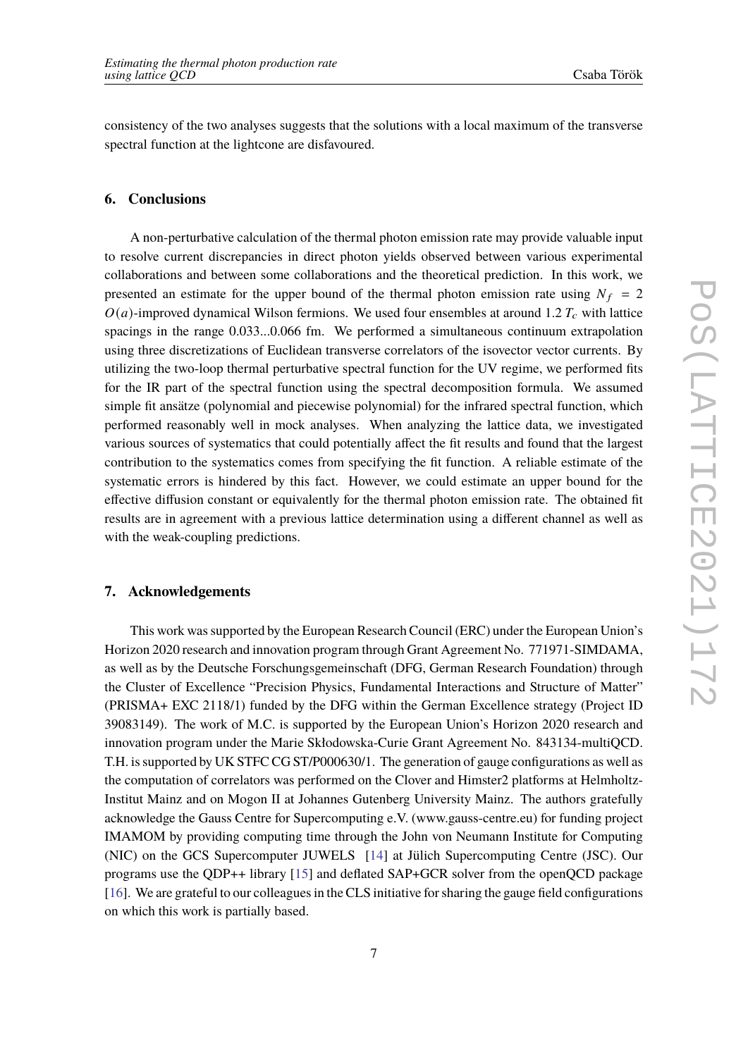consistency of the two analyses suggests that the solutions with a local maximum of the transverse spectral function at the lightcone are disfavoured.

## 6. Conclusions

A non-perturbative calculation of the thermal photon emission rate may provide valuable input to resolve current discrepancies in direct photon yields observed between various experimental collaborations and between some collaborations and the theoretical prediction. In this work, we presented an estimate for the upper bound of the thermal photon emission rate using $N_f = 2$ $O(a)$-improved dynamical Wilson fermions. We used four ensembles at around $1.2\,T_c$ with lattice spacings in the range 0.033...0.066 fm. We performed a simultaneous continuum extrapolation using three discretizations of Euclidean transverse correlators of the isovector vector currents. By utilizing the two-loop thermal perturbative spectral function for the UV regime, we performed fits for the IR part of the spectral function using the spectral decomposition formula. We assumed simple fit ansätze (polynomial and piecewise polynomial) for the infrared spectral function, which performed reasonably well in mock analyses. When analyzing the lattice data, we investigated various sources of systematics that could potentially affect the fit results and found that the largest contribution to the systematics comes from specifying the fit function. A reliable estimate of the systematic errors is hindered by this fact. However, we could estimate an upper bound for the effective diffusion constant or equivalently for the thermal photon emission rate. The obtained fit results are in agreement with a previous lattice determination using a different channel as well as with the weak-coupling predictions.

## 7. Acknowledgements

This work was supported by the European Research Council (ERC) under the European Union's Horizon 2020 research and innovation program through Grant Agreement No. 771971-SIMDAMA, as well as by the Deutsche Forschungsgemeinschaft (DFG, German Research Foundation) through the Cluster of Excellence "Precision Physics, Fundamental Interactions and Structure of Matter" (PRISMA+ EXC 2118/1) funded by the DFG within the German Excellence strategy (Project ID 39083149). The work of M.C. is supported by the European Union's Horizon 2020 research and innovation program under the Marie Skłodowska-Curie Grant Agreement No. 843134-multiQCD. T.H. is supported by UK STFC CG ST/P000630/1. The generation of gauge configurations as well as the computation of correlators was performed on the Clover and Himster2 platforms at Helmholtz-Institut Mainz and on Mogon II at Johannes Gutenberg University Mainz. The authors gratefully acknowledge the Gauss Centre for Supercomputing e.V. (www.gauss-centre.eu) for funding project IMAMOM by providing computing time through the John von Neumann Institute for Computing (NIC) on the GCS Supercomputer JUWELS [14] at Jülich Supercomputing Centre (JSC). Our programs use the QDP++ library [15] and deflated SAP+GCR solver from the openQCD package [16]. We are grateful to our colleagues in the CLS initiative for sharing the gauge field configurations on which this work is partially based.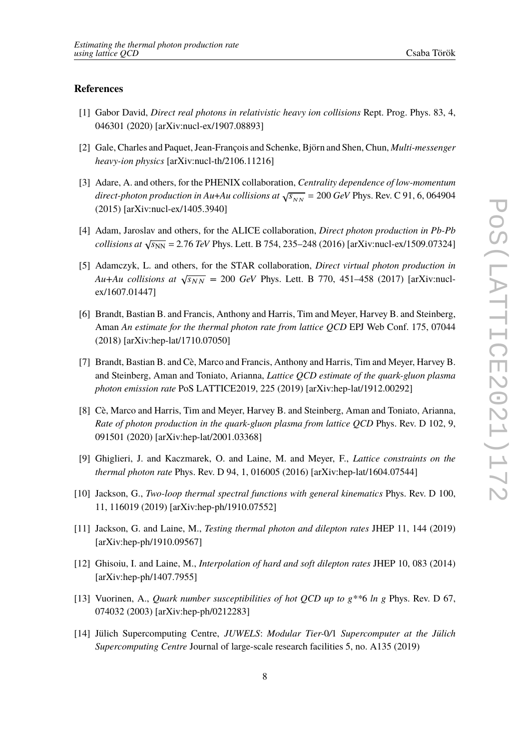## References

[1] Gabor David, *Direct real photons in relativistic heavy ion collisions* Rept. Prog. Phys. 83, 4, 046301 (2020) [arXiv:nucl-ex/1907.08893]

[2] Gale, Charles and Paquet, Jean-François and Schenke, Björn and Shen, Chun, *Multi-messenger heavy-ion physics* [arXiv:nucl-th/2106.11216]

[3] Adare, A. and others, for the PHENIX collaboration, *Centrality dependence of low-momentum direct-photon production in Au+Au collisions at $\sqrt{s_{NN}} = 200$ GeV* Phys. Rev. C 91, 6, 064904 (2015) [arXiv:nucl-ex/1405.3940]

[4] Adam, Jaroslav and others, for the ALICE collaboration, *Direct photon production in Pb-Pb collisions at $\sqrt{s_{\mathrm{NN}}} = 2.76$ TeV* Phys. Lett. B 754, 235–248 (2016) [arXiv:nucl-ex/1509.07324]

[5] Adamczyk, L. and others, for the STAR collaboration, *Direct virtual photon production in Au+Au collisions at $\sqrt{s_{NN}} = 200$ GeV* Phys. Lett. B 770, 451–458 (2017) [arXiv:nucl-ex/1607.01447]

[6] Brandt, Bastian B. and Francis, Anthony and Harris, Tim and Meyer, Harvey B. and Steinberg, Aman *An estimate for the thermal photon rate from lattice QCD* EPJ Web Conf. 175, 07044 (2018) [arXiv:hep-lat/1710.07050]

[7] Brandt, Bastian B. and Cè, Marco and Francis, Anthony and Harris, Tim and Meyer, Harvey B. and Steinberg, Aman and Toniato, Arianna, *Lattice QCD estimate of the quark-gluon plasma photon emission rate* PoS LATTICE2019, 225 (2019) [arXiv:hep-lat/1912.00292]

[8] Cè, Marco and Harris, Tim and Meyer, Harvey B. and Steinberg, Aman and Toniato, Arianna, *Rate of photon production in the quark-gluon plasma from lattice QCD* Phys. Rev. D 102, 9, 091501 (2020) [arXiv:hep-lat/2001.03368]

[9] Ghiglieri, J. and Kaczmarek, O. and Laine, M. and Meyer, F., *Lattice constraints on the thermal photon rate* Phys. Rev. D 94, 1, 016005 (2016) [arXiv:hep-lat/1604.07544]

[10] Jackson, G., *Two-loop thermal spectral functions with general kinematics* Phys. Rev. D 100, 11, 116019 (2019) [arXiv:hep-ph/1910.07552]

[11] Jackson, G. and Laine, M., *Testing thermal photon and dilepton rates* JHEP 11, 144 (2019) [arXiv:hep-ph/1910.09567]

[12] Ghisoiu, I. and Laine, M., *Interpolation of hard and soft dilepton rates* JHEP 10, 083 (2014) [arXiv:hep-ph/1407.7955]

[13] Vuorinen, A., *Quark number susceptibilities of hot QCD up to g**6 ln g* Phys. Rev. D 67, 074032 (2003) [arXiv:hep-ph/0212283]

[14] Jülich Supercomputing Centre, *JUWELS: Modular Tier-0/1 Supercomputer at the Jülich Supercomputing Centre* Journal of large-scale research facilities 5, no. A135 (2019)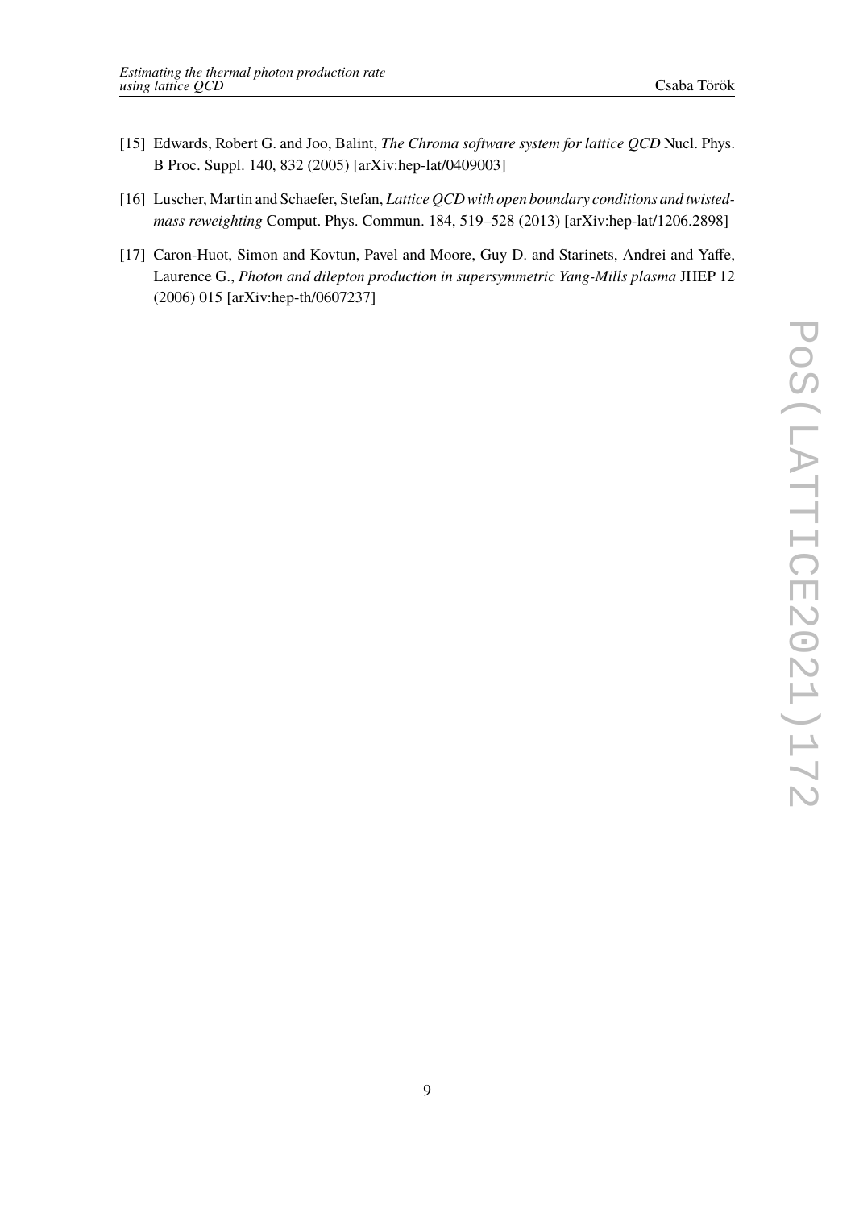[15] Edwards, Robert G. and Joo, Balint, *The Chroma software system for lattice QCD* Nucl. Phys. B Proc. Suppl. 140, 832 (2005) [arXiv:hep-lat/0409003]

[16] Luscher, Martin and Schaefer, Stefan, *Lattice QCD with open boundary conditions and twisted-mass reweighting* Comput. Phys. Commun. 184, 519–528 (2013) [arXiv:hep-lat/1206.2898]

[17] Caron-Huot, Simon and Kovtun, Pavel and Moore, Guy D. and Starinets, Andrei and Yaffe, Laurence G., *Photon and dilepton production in supersymmetric Yang-Mills plasma* JHEP 12 (2006) 015 [arXiv:hep-th/0607237]